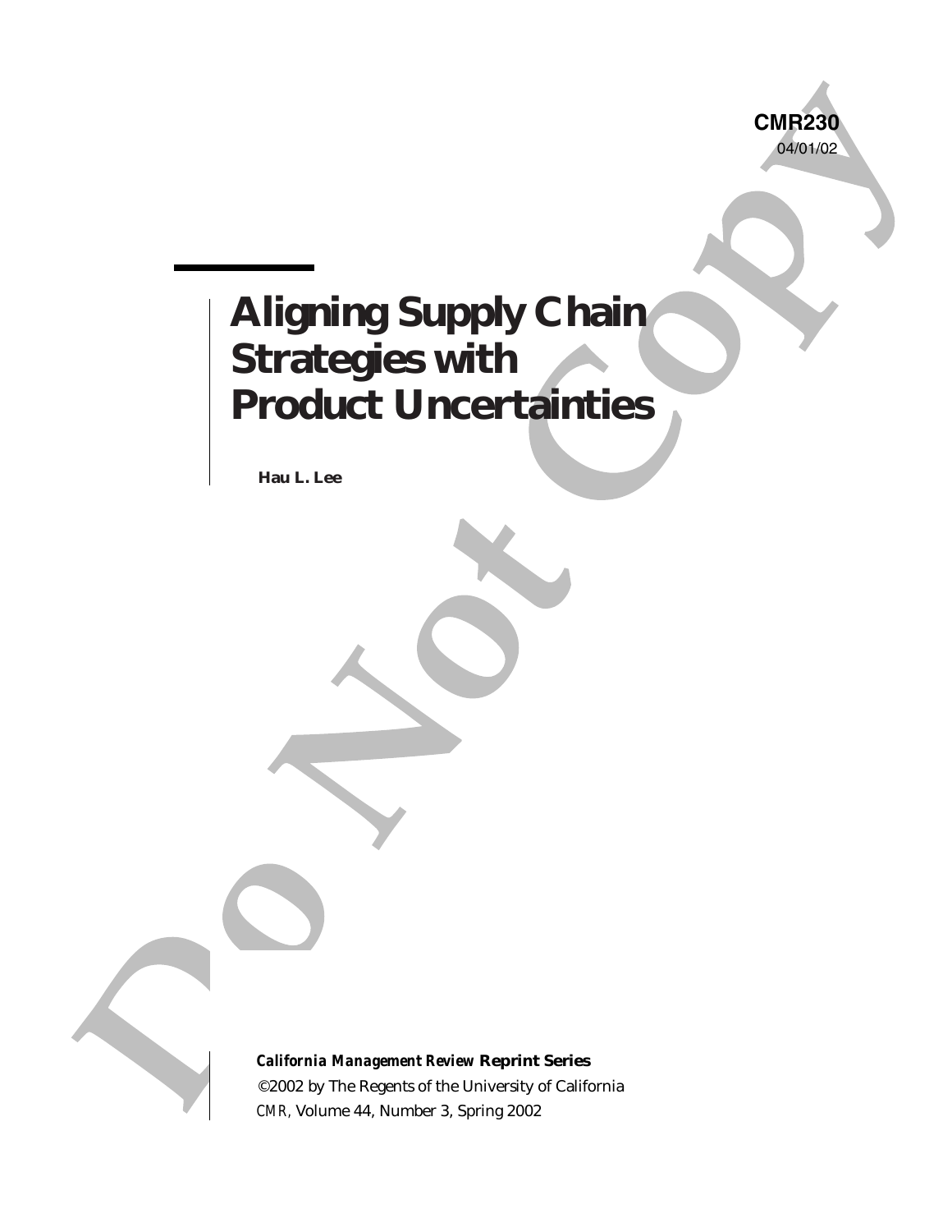**CMR230**
04/01/02

# Aligning Supply Chain Strategies with Product Uncertainties

**Hau L. Lee**

***California Management Review*** **Reprint Series**
©2002 by The Regents of the University of California
*CMR,* Volume 44, Number 3, Spring 2002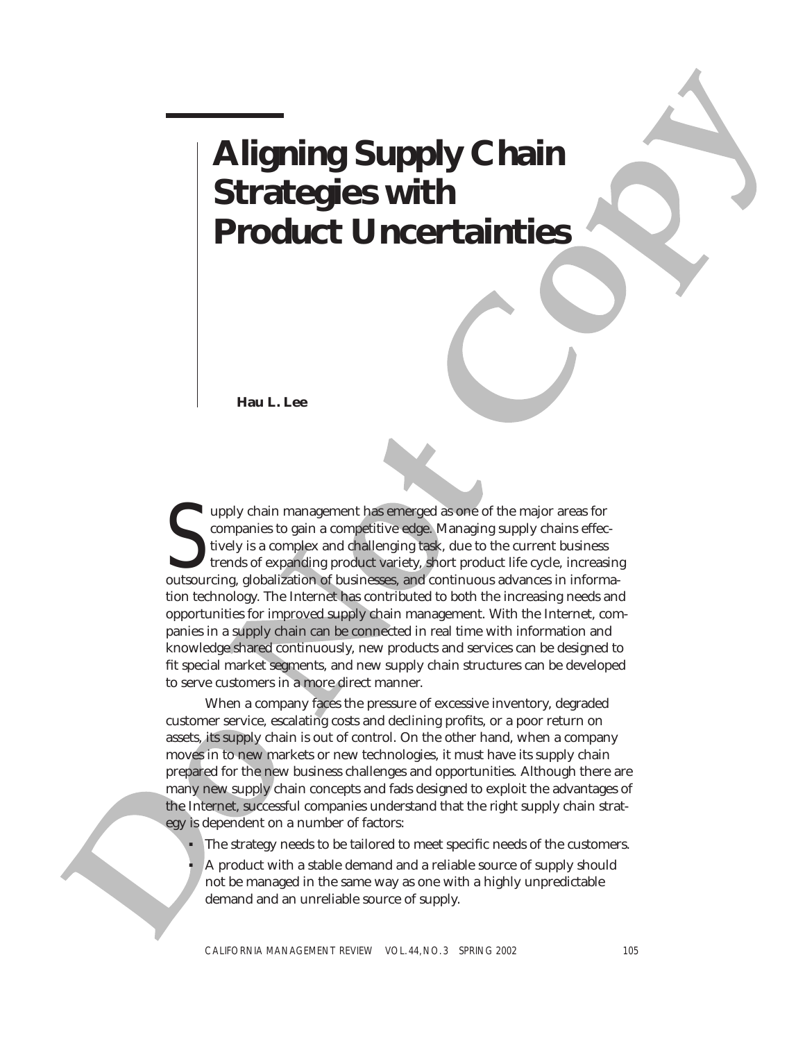# Aligning Supply Chain Strategies with Product Uncertainties

**Hau L. Lee**

Supply chain management has emerged as one of the major areas for companies to gain a competitive edge. Managing supply chains effectively is a complex and challenging task, due to the current business trends of expanding product variety, short product life cycle, increasing outsourcing, globalization of businesses, and continuous advances in information technology. The Internet has contributed to both the increasing needs and opportunities for improved supply chain management. With the Internet, companies in a supply chain can be connected in real time with information and knowledge shared continuously, new products and services can be designed to fit special market segments, and new supply chain structures can be developed to serve customers in a more direct manner.

When a company faces the pressure of excessive inventory, degraded customer service, escalating costs and declining profits, or a poor return on assets, its supply chain is out of control. On the other hand, when a company moves in to new markets or new technologies, it must have its supply chain prepared for the new business challenges and opportunities. Although there are many new supply chain concepts and fads designed to exploit the advantages of the Internet, successful companies understand that the right supply chain strategy is dependent on a number of factors:

- The strategy needs to be tailored to meet specific needs of the customers.
- A product with a stable demand and a reliable source of supply should not be managed in the same way as one with a highly unpredictable demand and an unreliable source of supply.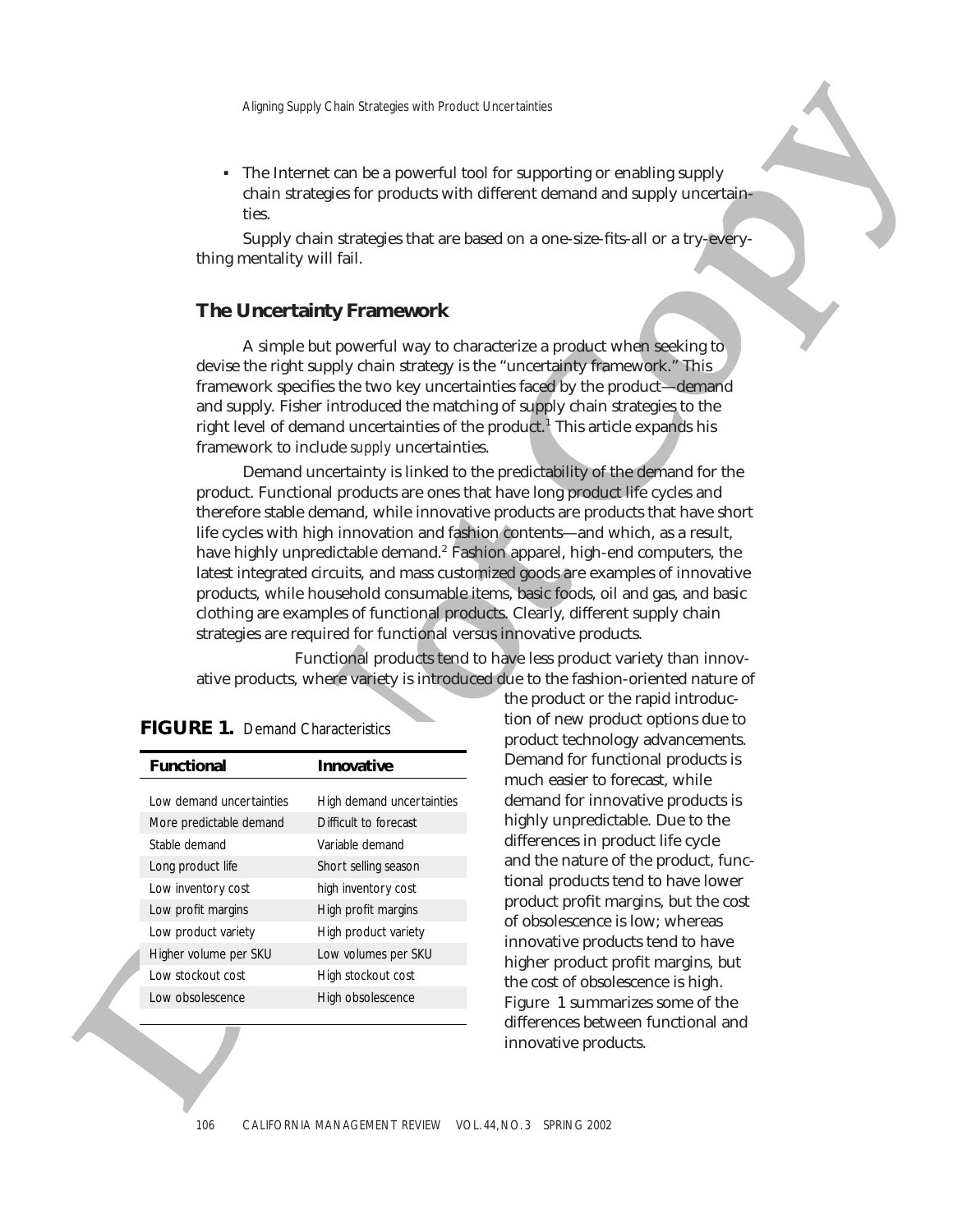- The Internet can be a powerful tool for supporting or enabling supply chain strategies for products with different demand and supply uncertainties.

Supply chain strategies that are based on a one-size-fits-all or a try-everything mentality will fail.

## The Uncertainty Framework

A simple but powerful way to characterize a product when seeking to devise the right supply chain strategy is the "uncertainty framework." This framework specifies the two key uncertainties faced by the product—demand and supply. Fisher introduced the matching of supply chain strategies to the right level of demand uncertainties of the product.[1] This article expands his framework to include *supply* uncertainties.

Demand uncertainty is linked to the predictability of the demand for the product. Functional products are ones that have long product life cycles and therefore stable demand, while innovative products are products that have short life cycles with high innovation and fashion contents—and which, as a result, have highly unpredictable demand.[2] Fashion apparel, high-end computers, the latest integrated circuits, and mass customized goods are examples of innovative products, while household consumable items, basic foods, oil and gas, and basic clothing are examples of functional products. Clearly, different supply chain strategies are required for functional versus innovative products.

Functional products tend to have less product variety than innovative products, where variety is introduced due to the fashion-oriented nature of the product or the rapid introduction of new product options due to product technology advancements. Demand for functional products is much easier to forecast, while demand for innovative products is highly unpredictable. Due to the differences in product life cycle and the nature of the product, functional products tend to have lower product profit margins, but the cost of obsolescence is low; whereas innovative products tend to have higher product profit margins, but the cost of obsolescence is high. Figure 1 summarizes some of the differences between functional and innovative products.

**FIGURE 1.** Demand Characteristics

| Functional | Innovative |
|---|---|
| Low demand uncertainties | High demand uncertainties |
| More predictable demand | Difficult to forecast |
| Stable demand | Variable demand |
| Long product life | Short selling season |
| Low inventory cost | high inventory cost |
| Low profit margins | High profit margins |
| Low product variety | High product variety |
| Higher volume per SKU | Low volumes per SKU |
| Low stockout cost | High stockout cost |
| Low obsolescence | High obsolescence |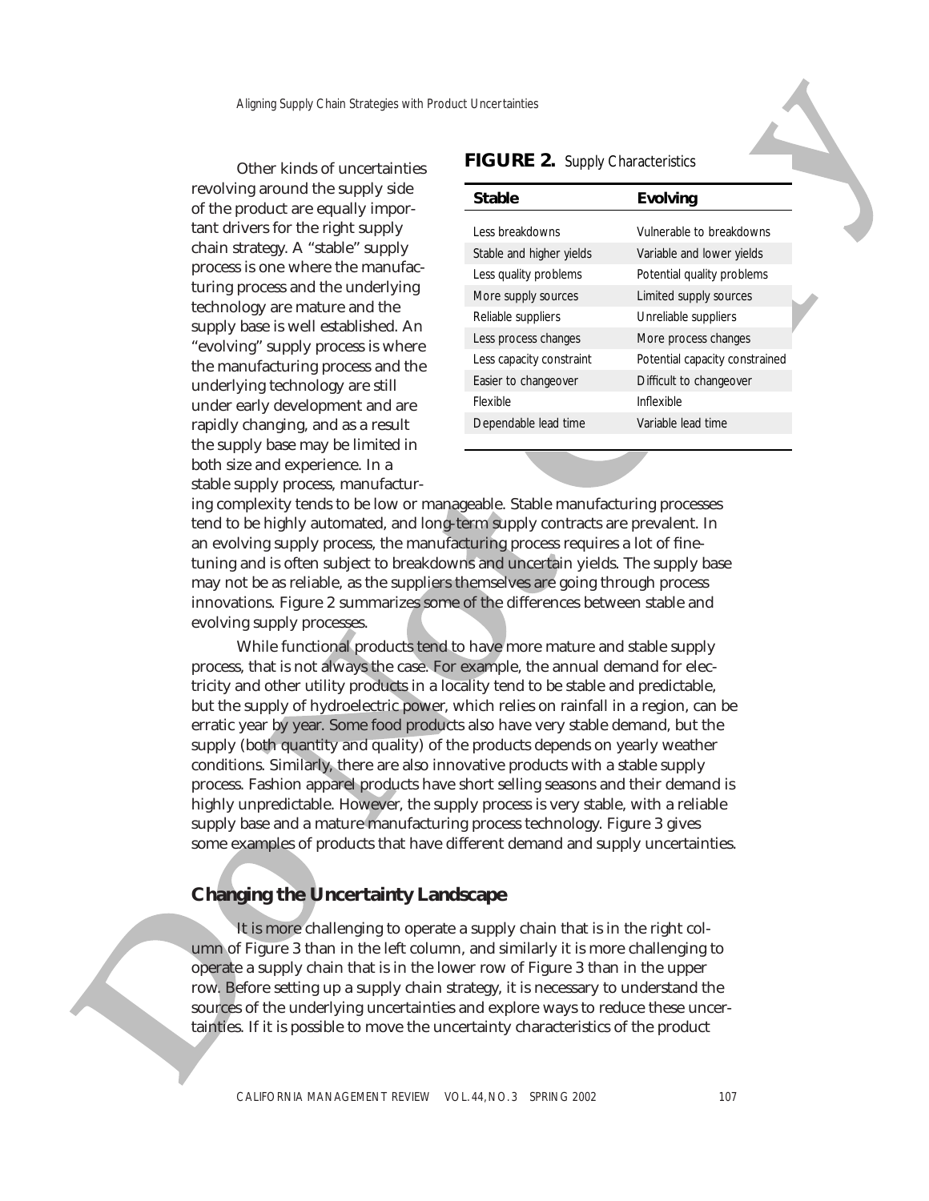Other kinds of uncertainties revolving around the supply side of the product are equally important drivers for the right supply chain strategy. A "stable" supply process is one where the manufacturing process and the underlying technology are mature and the supply base is well established. An "evolving" supply process is where the manufacturing process and the underlying technology are still under early development and are rapidly changing, and as a result the supply base may be limited in both size and experience. In a stable supply process, manufacturing complexity tends to be low or manageable. Stable manufacturing processes tend to be highly automated, and long-term supply contracts are prevalent. In an evolving supply process, the manufacturing process requires a lot of fine-tuning and is often subject to breakdowns and uncertain yields. The supply base may not be as reliable, as the suppliers themselves are going through process innovations. Figure 2 summarizes some of the differences between stable and evolving supply processes.

**FIGURE 2.** Supply Characteristics

| Stable | Evolving |
|---|---|
| Less breakdowns | Vulnerable to breakdowns |
| Stable and higher yields | Variable and lower yields |
| Less quality problems | Potential quality problems |
| More supply sources | Limited supply sources |
| Reliable suppliers | Unreliable suppliers |
| Less process changes | More process changes |
| Less capacity constraint | Potential capacity constrained |
| Easier to changeover | Difficult to changeover |
| Flexible | Inflexible |
| Dependable lead time | Variable lead time |

While functional products tend to have more mature and stable supply process, that is not always the case. For example, the annual demand for electricity and other utility products in a locality tend to be stable and predictable, but the supply of hydroelectric power, which relies on rainfall in a region, can be erratic year by year. Some food products also have very stable demand, but the supply (both quantity and quality) of the products depends on yearly weather conditions. Similarly, there are also innovative products with a stable supply process. Fashion apparel products have short selling seasons and their demand is highly unpredictable. However, the supply process is very stable, with a reliable supply base and a mature manufacturing process technology. Figure 3 gives some examples of products that have different demand and supply uncertainties.

## Changing the Uncertainty Landscape

It is more challenging to operate a supply chain that is in the right column of Figure 3 than in the left column, and similarly it is more challenging to operate a supply chain that is in the lower row of Figure 3 than in the upper row. Before setting up a supply chain strategy, it is necessary to understand the sources of the underlying uncertainties and explore ways to reduce these uncertainties. If it is possible to move the uncertainty characteristics of the product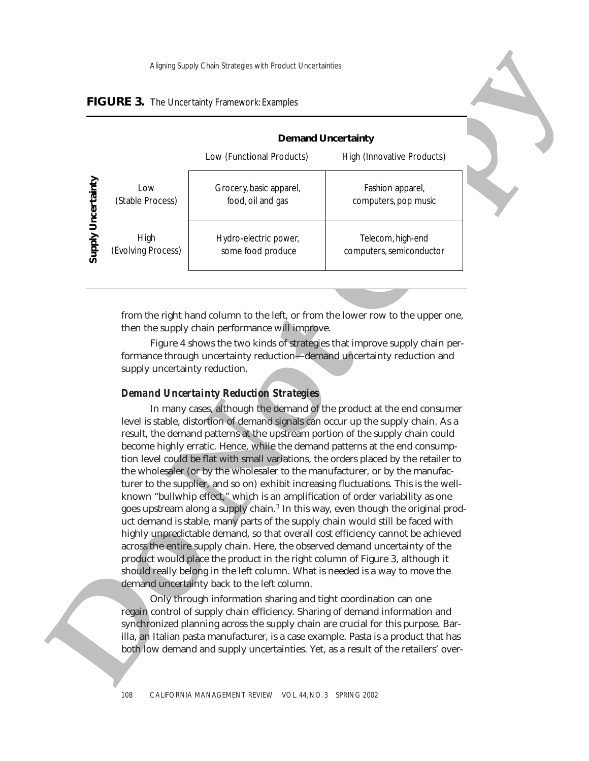**FIGURE 3.** The Uncertainty Framework: Examples

| | | Demand Uncertainty | |
|---|---|---|---|
| | | Low (Functional Products) | High (Innovative Products) |
| **Supply Uncertainty** | Low (Stable Process) | Grocery, basic apparel, food, oil and gas | Fashion apparel, computers, pop music |
| | High (Evolving Process) | Hydro-electric power, some food produce | Telecom, high-end computers, semiconductor |

from the right hand column to the left, or from the lower row to the upper one, then the supply chain performance will improve.

Figure 4 shows the two kinds of strategies that improve supply chain performance through uncertainty reduction—demand uncertainty reduction and supply uncertainty reduction.

### *Demand Uncertainty Reduction Strategies*

In many cases, although the demand of the product at the end consumer level is stable, distortion of demand signals can occur up the supply chain. As a result, the demand patterns at the upstream portion of the supply chain could become highly erratic. Hence, while the demand patterns at the end consumption level could be flat with small variations, the orders placed by the retailer to the wholesaler (or by the wholesaler to the manufacturer, or by the manufacturer to the supplier, and so on) exhibit increasing fluctuations. This is the well-known "bullwhip effect," which is an amplification of order variability as one goes upstream along a supply chain.[3] In this way, even though the original product demand is stable, many parts of the supply chain would still be faced with highly unpredictable demand, so that overall cost efficiency cannot be achieved across the entire supply chain. Here, the observed demand uncertainty of the product would place the product in the right column of Figure 3, although it should really belong in the left column. What is needed is a way to move the demand uncertainty back to the left column.

Only through information sharing and tight coordination can one regain control of supply chain efficiency. Sharing of demand information and synchronized planning across the supply chain are crucial for this purpose. Barilla, an Italian pasta manufacturer, is a case example. Pasta is a product that has both low demand and supply uncertainties. Yet, as a result of the retailers' over-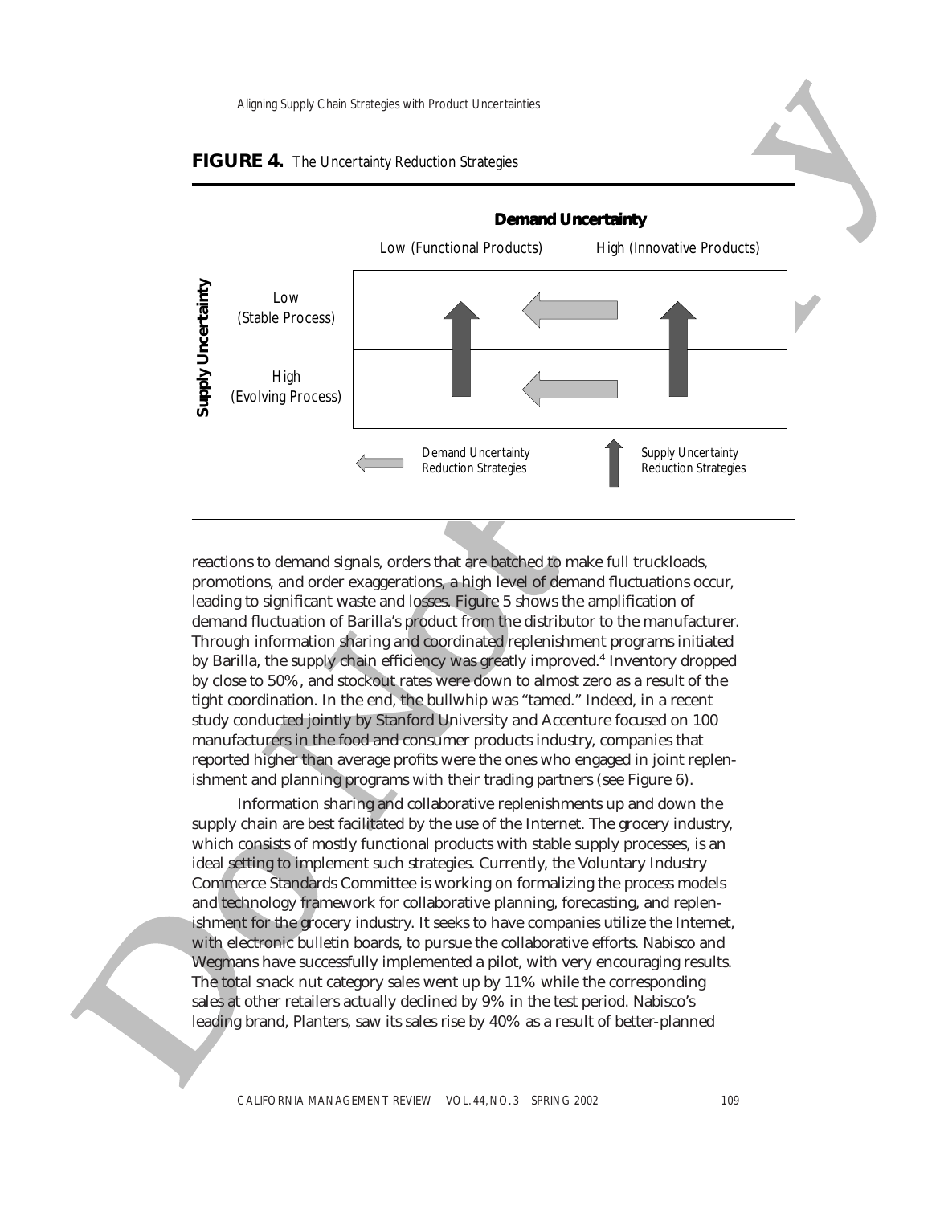**FIGURE 4.** The Uncertainty Reduction Strategies

| | **Demand Uncertainty** Low (Functional Products) | **Demand Uncertainty** High (Innovative Products) |
|---|---|---|
| **Supply Uncertainty** Low (Stable Process) | ↑ | ← ↑ |
| **Supply Uncertainty** High (Evolving Process) | ↑ | ← ↑ |

← Demand Uncertainty Reduction Strategies
↑ Supply Uncertainty Reduction Strategies

reactions to demand signals, orders that are batched to make full truckloads, promotions, and order exaggerations, a high level of demand fluctuations occur, leading to significant waste and losses. Figure 5 shows the amplification of demand fluctuation of Barilla's product from the distributor to the manufacturer. Through information sharing and coordinated replenishment programs initiated by Barilla, the supply chain efficiency was greatly improved.[4] Inventory dropped by close to 50%, and stockout rates were down to almost zero as a result of the tight coordination. In the end, the bullwhip was "tamed." Indeed, in a recent study conducted jointly by Stanford University and Accenture focused on 100 manufacturers in the food and consumer products industry, companies that reported higher than average profits were the ones who engaged in joint replenishment and planning programs with their trading partners (see Figure 6).

Information sharing and collaborative replenishments up and down the supply chain are best facilitated by the use of the Internet. The grocery industry, which consists of mostly functional products with stable supply processes, is an ideal setting to implement such strategies. Currently, the Voluntary Industry Commerce Standards Committee is working on formalizing the process models and technology framework for collaborative planning, forecasting, and replenishment for the grocery industry. It seeks to have companies utilize the Internet, with electronic bulletin boards, to pursue the collaborative efforts. Nabisco and Wegmans have successfully implemented a pilot, with very encouraging results. The total snack nut category sales went up by 11% while the corresponding sales at other retailers actually declined by 9% in the test period. Nabisco's leading brand, Planters, saw its sales rise by 40% as a result of better-planned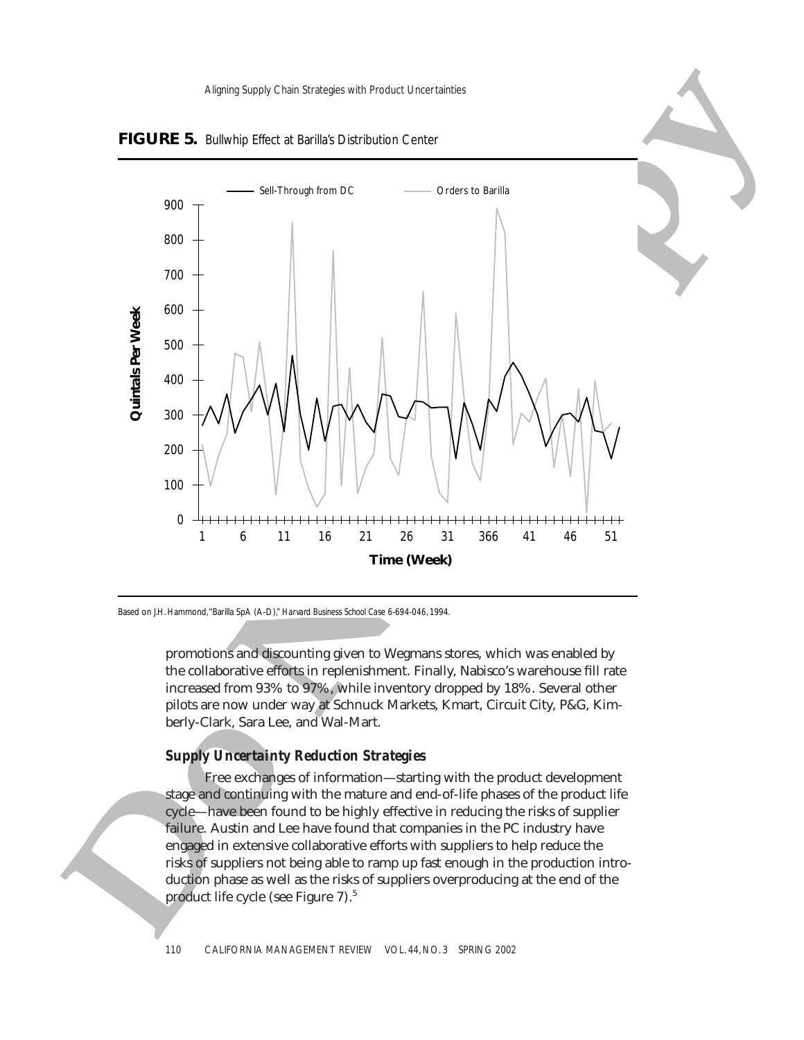**FIGURE 5.** Bullwhip Effect at Barilla's Distribution Center

Based on J.H. Hammond, "Barilla SpA (A-D)," Harvard Business School Case 6-694-046, 1994.

promotions and discounting given to Wegmans stores, which was enabled by the collaborative efforts in replenishment. Finally, Nabisco's warehouse fill rate increased from 93% to 97%, while inventory dropped by 18%. Several other pilots are now under way at Schnuck Markets, Kmart, Circuit City, P&G, Kimberly-Clark, Sara Lee, and Wal-Mart.

### *Supply Uncertainty Reduction Strategies*

Free exchanges of information—starting with the product development stage and continuing with the mature and end-of-life phases of the product life cycle—have been found to be highly effective in reducing the risks of supplier failure. Austin and Lee have found that companies in the PC industry have engaged in extensive collaborative efforts with suppliers to help reduce the risks of suppliers not being able to ramp up fast enough in the production introduction phase as well as the risks of suppliers overproducing at the end of the product life cycle (see Figure 7).[5]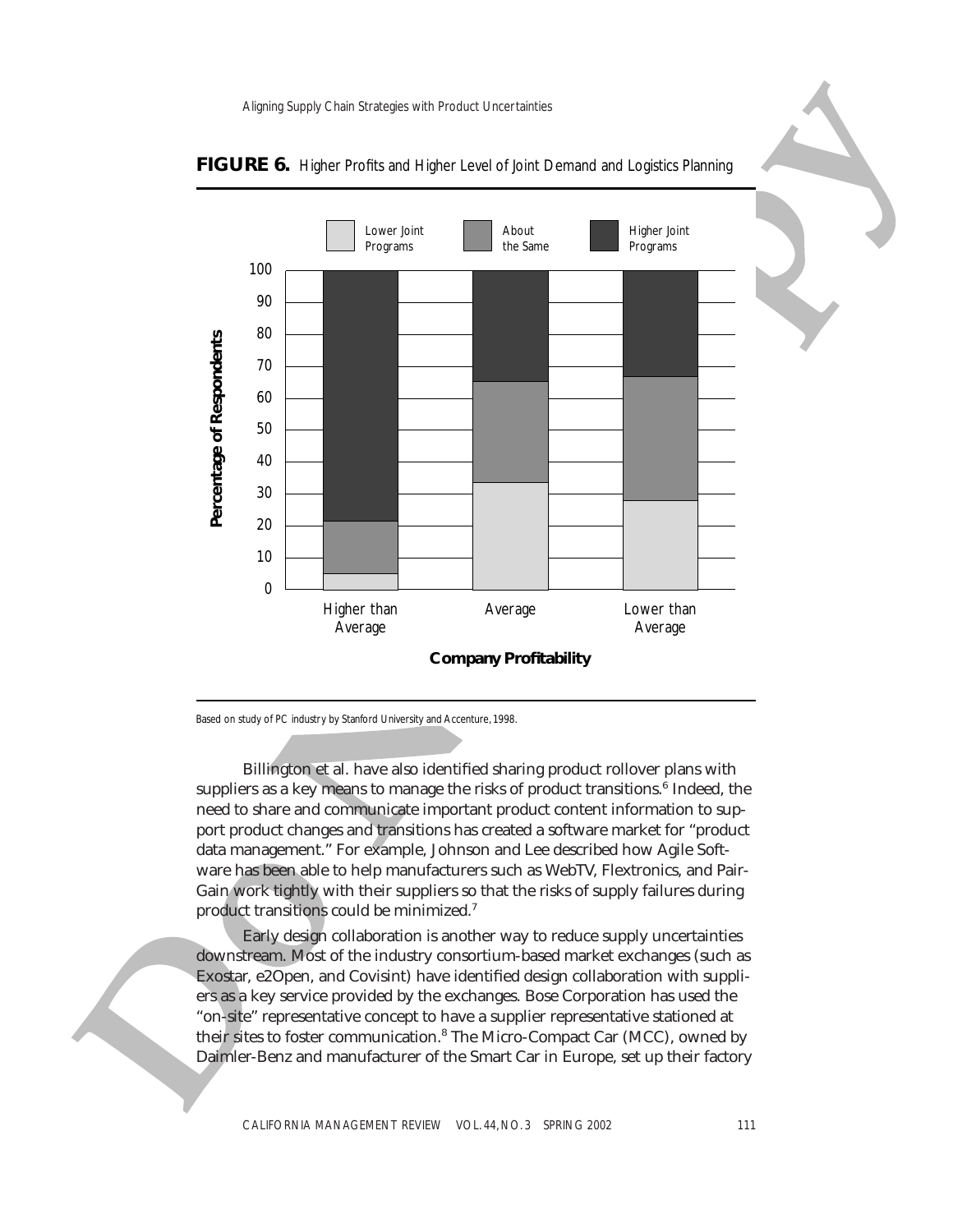**FIGURE 6.** Higher Profits and Higher Level of Joint Demand and Logistics Planning

Based on study of PC industry by Stanford University and Accenture, 1998.

Billington et al. have also identified sharing product rollover plans with suppliers as a key means to manage the risks of product transitions.[6] Indeed, the need to share and communicate important product content information to support product changes and transitions has created a software market for "product data management." For example, Johnson and Lee described how Agile Software has been able to help manufacturers such as WebTV, Flextronics, and PairGain work tightly with their suppliers so that the risks of supply failures during product transitions could be minimized.[7]

Early design collaboration is another way to reduce supply uncertainties downstream. Most of the industry consortium-based market exchanges (such as Exostar, e2Open, and Covisint) have identified design collaboration with suppliers as a key service provided by the exchanges. Bose Corporation has used the "on-site" representative concept to have a supplier representative stationed at their sites to foster communication.[8] The Micro-Compact Car (MCC), owned by Daimler-Benz and manufacturer of the Smart Car in Europe, set up their factory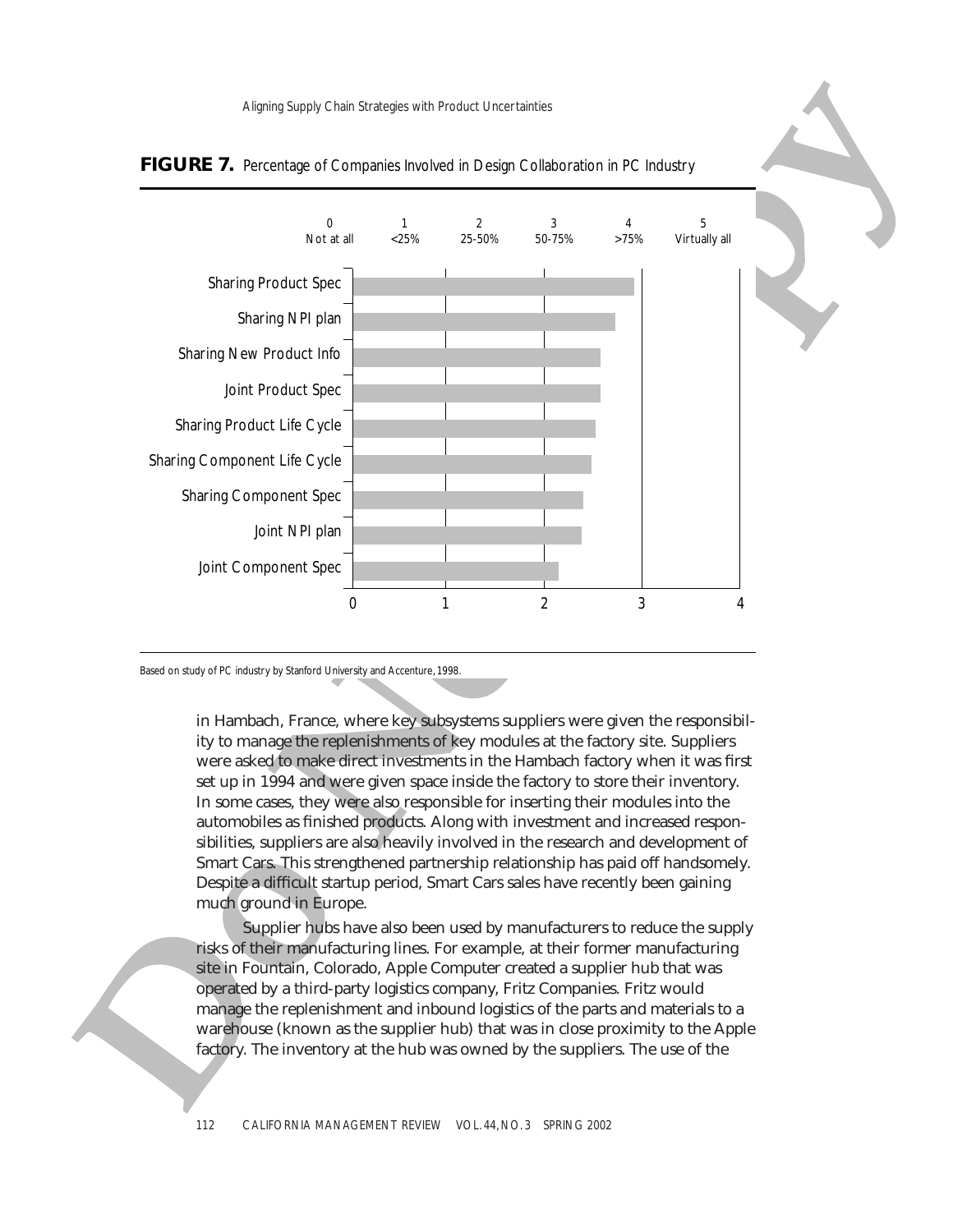**FIGURE 7.** Percentage of Companies Involved in Design Collaboration in PC Industry

Based on study of PC industry by Stanford University and Accenture, 1998.

in Hambach, France, where key subsystems suppliers were given the responsibility to manage the replenishments of key modules at the factory site. Suppliers were asked to make direct investments in the Hambach factory when it was first set up in 1994 and were given space inside the factory to store their inventory. In some cases, they were also responsible for inserting their modules into the automobiles as finished products. Along with investment and increased responsibilities, suppliers are also heavily involved in the research and development of Smart Cars. This strengthened partnership relationship has paid off handsomely. Despite a difficult startup period, Smart Cars sales have recently been gaining much ground in Europe.

Supplier hubs have also been used by manufacturers to reduce the supply risks of their manufacturing lines. For example, at their former manufacturing site in Fountain, Colorado, Apple Computer created a supplier hub that was operated by a third-party logistics company, Fritz Companies. Fritz would manage the replenishment and inbound logistics of the parts and materials to a warehouse (known as the supplier hub) that was in close proximity to the Apple factory. The inventory at the hub was owned by the suppliers. The use of the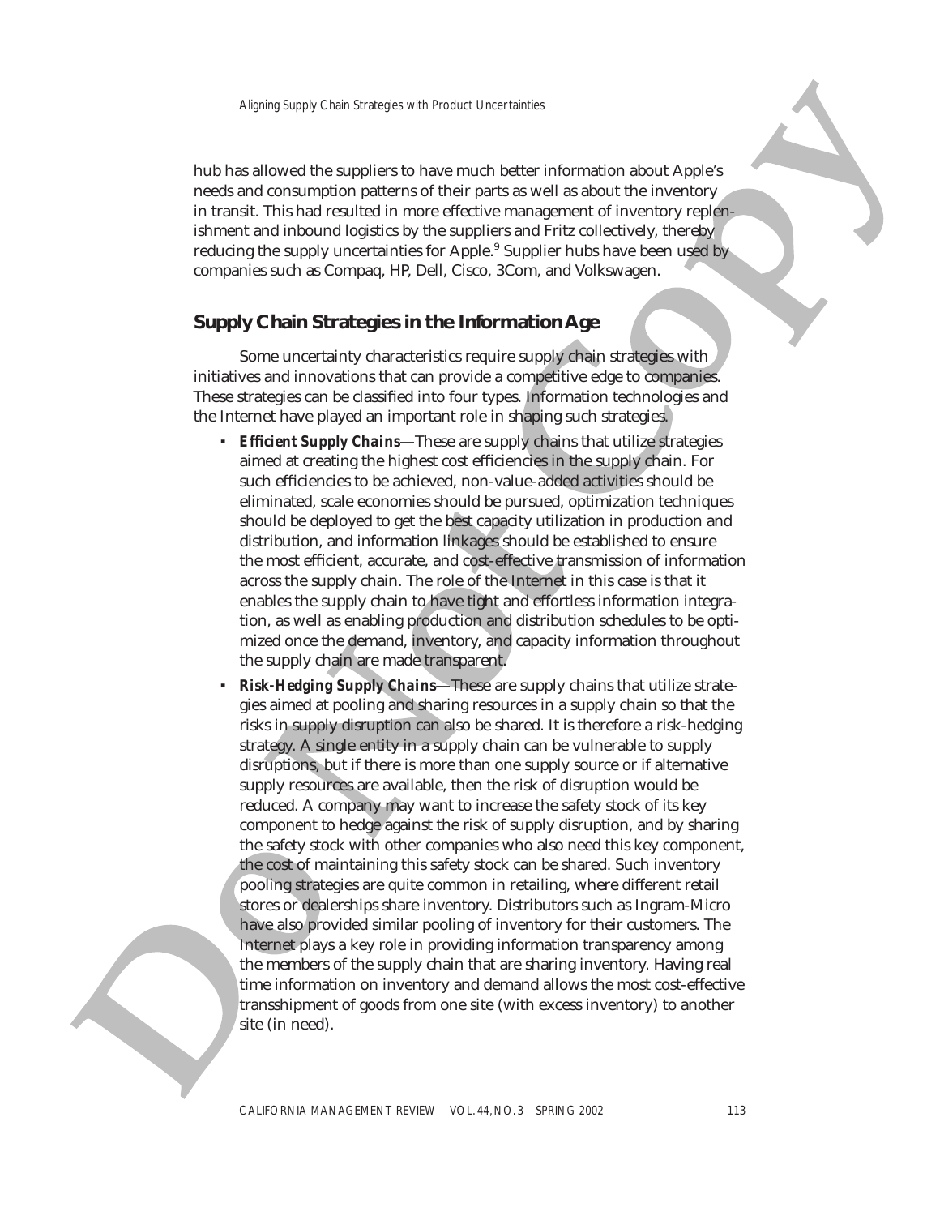hub has allowed the suppliers to have much better information about Apple's needs and consumption patterns of their parts as well as about the inventory in transit. This had resulted in more effective management of inventory replenishment and inbound logistics by the suppliers and Fritz collectively, thereby reducing the supply uncertainties for Apple.[9] Supplier hubs have been used by companies such as Compaq, HP, Dell, Cisco, 3Com, and Volkswagen.

## Supply Chain Strategies in the Information Age

Some uncertainty characteristics require supply chain strategies with initiatives and innovations that can provide a competitive edge to companies. These strategies can be classified into four types. Information technologies and the Internet have played an important role in shaping such strategies.

- ***Efficient Supply Chains***—These are supply chains that utilize strategies aimed at creating the highest cost efficiencies in the supply chain. For such efficiencies to be achieved, non-value-added activities should be eliminated, scale economies should be pursued, optimization techniques should be deployed to get the best capacity utilization in production and distribution, and information linkages should be established to ensure the most efficient, accurate, and cost-effective transmission of information across the supply chain. The role of the Internet in this case is that it enables the supply chain to have tight and effortless information integration, as well as enabling production and distribution schedules to be optimized once the demand, inventory, and capacity information throughout the supply chain are made transparent.
- ***Risk-Hedging Supply Chains***—These are supply chains that utilize strategies aimed at pooling and sharing resources in a supply chain so that the risks in supply disruption can also be shared. It is therefore a risk-hedging strategy. A single entity in a supply chain can be vulnerable to supply disruptions, but if there is more than one supply source or if alternative supply resources are available, then the risk of disruption would be reduced. A company may want to increase the safety stock of its key component to hedge against the risk of supply disruption, and by sharing the safety stock with other companies who also need this key component, the cost of maintaining this safety stock can be shared. Such inventory pooling strategies are quite common in retailing, where different retail stores or dealerships share inventory. Distributors such as Ingram-Micro have also provided similar pooling of inventory for their customers. The Internet plays a key role in providing information transparency among the members of the supply chain that are sharing inventory. Having real time information on inventory and demand allows the most cost-effective transshipment of goods from one site (with excess inventory) to another site (in need).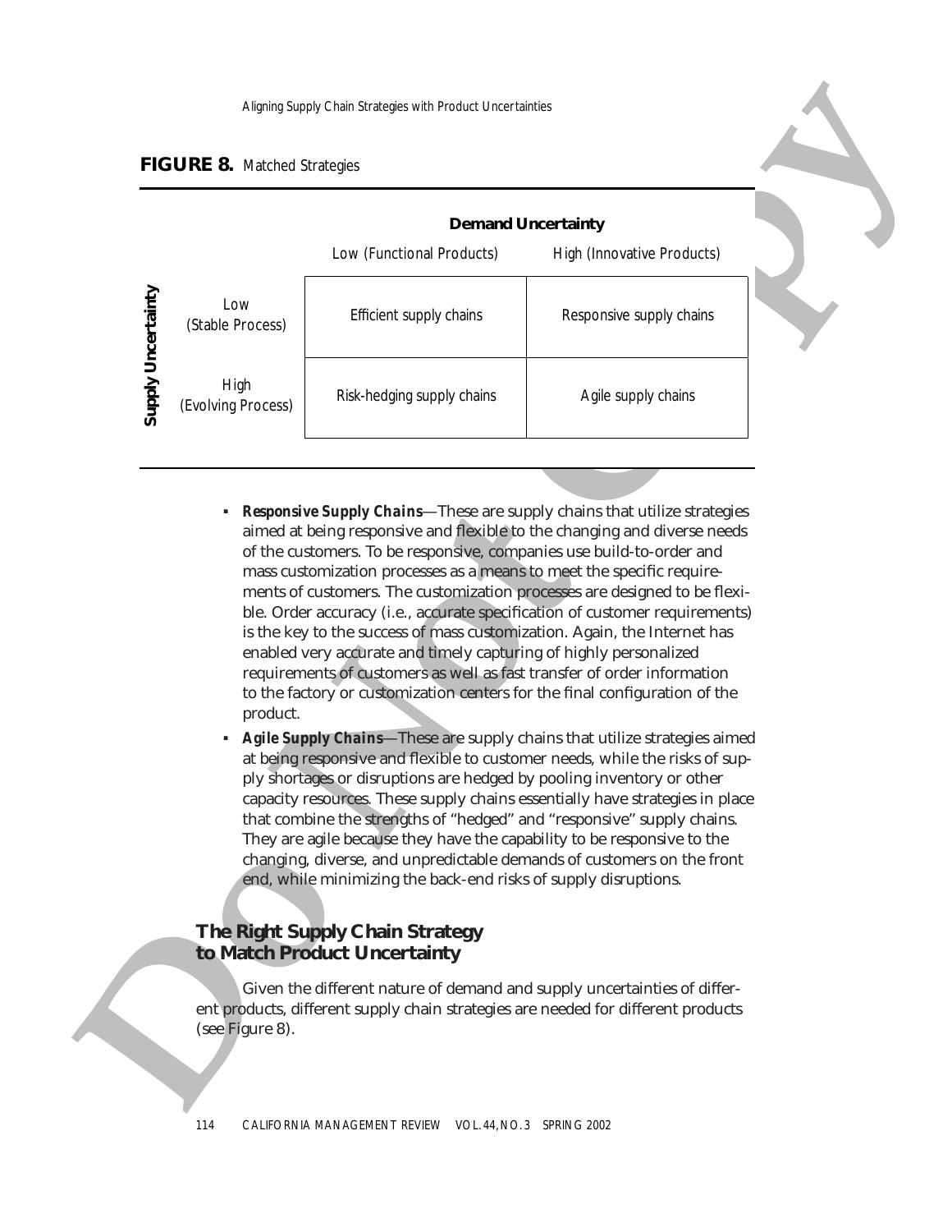**FIGURE 8.** Matched Strategies

| | | Demand Uncertainty | |
|---|---|---|---|
| | | Low (Functional Products) | High (Innovative Products) |
| **Supply Uncertainty** | Low (Stable Process) | Efficient supply chains | Responsive supply chains |
| | High (Evolving Process) | Risk-hedging supply chains | Agile supply chains |

- ***Responsive Supply Chains***—These are supply chains that utilize strategies aimed at being responsive and flexible to the changing and diverse needs of the customers. To be responsive, companies use build-to-order and mass customization processes as a means to meet the specific requirements of customers. The customization processes are designed to be flexible. Order accuracy (i.e., accurate specification of customer requirements) is the key to the success of mass customization. Again, the Internet has enabled very accurate and timely capturing of highly personalized requirements of customers as well as fast transfer of order information to the factory or customization centers for the final configuration of the product.
- ***Agile Supply Chains***—These are supply chains that utilize strategies aimed at being responsive and flexible to customer needs, while the risks of supply shortages or disruptions are hedged by pooling inventory or other capacity resources. These supply chains essentially have strategies in place that combine the strengths of "hedged" and "responsive" supply chains. They are agile because they have the capability to be responsive to the changing, diverse, and unpredictable demands of customers on the front end, while minimizing the back-end risks of supply disruptions.

## The Right Supply Chain Strategy to Match Product Uncertainty

Given the different nature of demand and supply uncertainties of different products, different supply chain strategies are needed for different products (see Figure 8).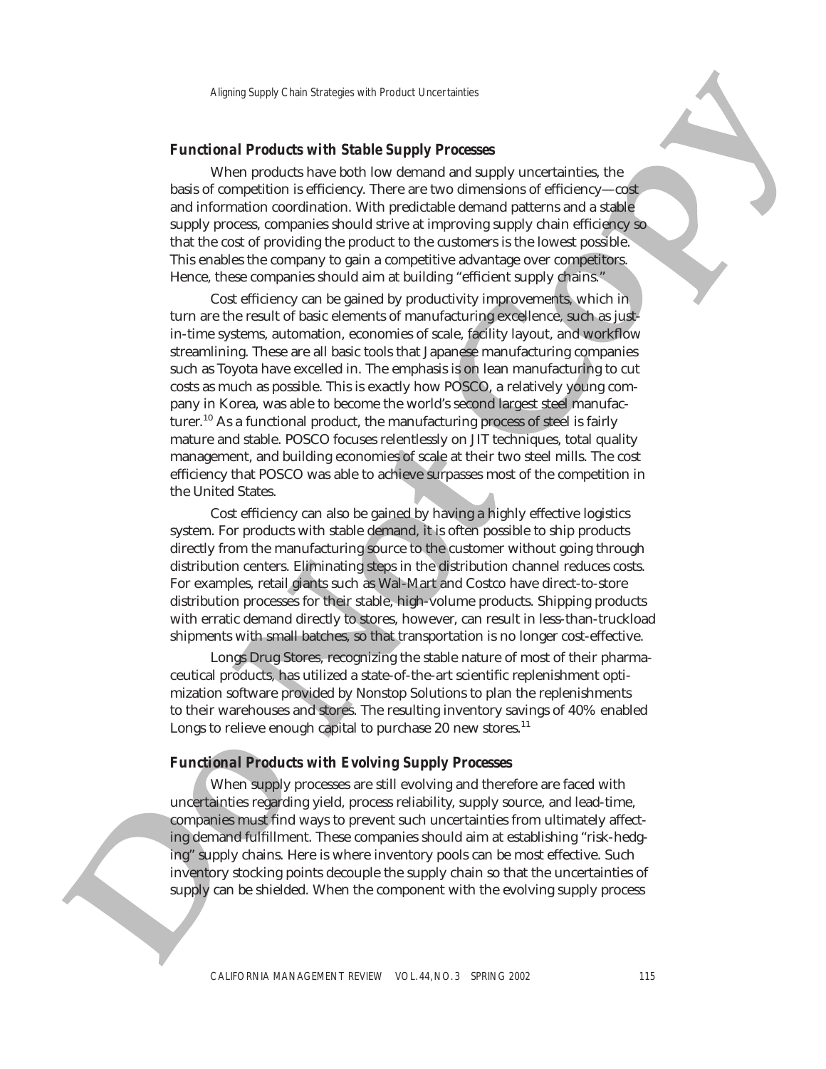### *Functional Products with Stable Supply Processes*

When products have both low demand and supply uncertainties, the basis of competition is efficiency. There are two dimensions of efficiency—cost and information coordination. With predictable demand patterns and a stable supply process, companies should strive at improving supply chain efficiency so that the cost of providing the product to the customers is the lowest possible. This enables the company to gain a competitive advantage over competitors. Hence, these companies should aim at building "efficient supply chains."

Cost efficiency can be gained by productivity improvements, which in turn are the result of basic elements of manufacturing excellence, such as just-in-time systems, automation, economies of scale, facility layout, and workflow streamlining. These are all basic tools that Japanese manufacturing companies such as Toyota have excelled in. The emphasis is on lean manufacturing to cut costs as much as possible. This is exactly how POSCO, a relatively young company in Korea, was able to become the world's second largest steel manufacturer.[10] As a functional product, the manufacturing process of steel is fairly mature and stable. POSCO focuses relentlessly on JIT techniques, total quality management, and building economies of scale at their two steel mills. The cost efficiency that POSCO was able to achieve surpasses most of the competition in the United States.

Cost efficiency can also be gained by having a highly effective logistics system. For products with stable demand, it is often possible to ship products directly from the manufacturing source to the customer without going through distribution centers. Eliminating steps in the distribution channel reduces costs. For examples, retail giants such as Wal-Mart and Costco have direct-to-store distribution processes for their stable, high-volume products. Shipping products with erratic demand directly to stores, however, can result in less-than-truckload shipments with small batches, so that transportation is no longer cost-effective.

Longs Drug Stores, recognizing the stable nature of most of their pharmaceutical products, has utilized a state-of-the-art scientific replenishment optimization software provided by Nonstop Solutions to plan the replenishments to their warehouses and stores. The resulting inventory savings of 40% enabled Longs to relieve enough capital to purchase 20 new stores.[11]

### *Functional Products with Evolving Supply Processes*

When supply processes are still evolving and therefore are faced with uncertainties regarding yield, process reliability, supply source, and lead-time, companies must find ways to prevent such uncertainties from ultimately affecting demand fulfillment. These companies should aim at establishing "risk-hedging" supply chains. Here is where inventory pools can be most effective. Such inventory stocking points decouple the supply chain so that the uncertainties of supply can be shielded. When the component with the evolving supply process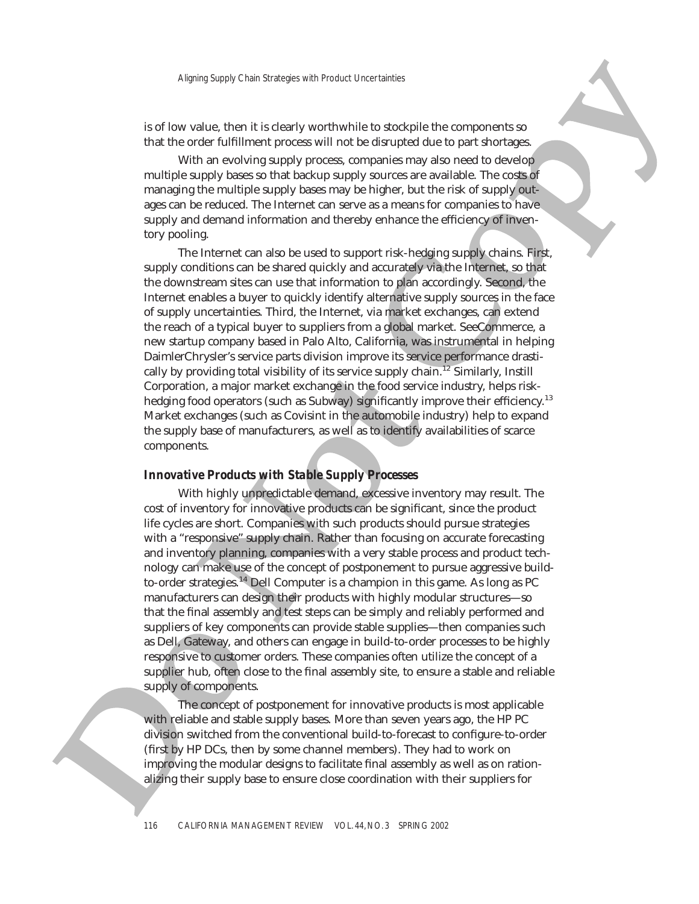is of low value, then it is clearly worthwhile to stockpile the components so that the order fulfillment process will not be disrupted due to part shortages.

With an evolving supply process, companies may also need to develop multiple supply bases so that backup supply sources are available. The costs of managing the multiple supply bases may be higher, but the risk of supply outages can be reduced. The Internet can serve as a means for companies to have supply and demand information and thereby enhance the efficiency of inventory pooling.

The Internet can also be used to support risk-hedging supply chains. First, supply conditions can be shared quickly and accurately via the Internet, so that the downstream sites can use that information to plan accordingly. Second, the Internet enables a buyer to quickly identify alternative supply sources in the face of supply uncertainties. Third, the Internet, via market exchanges, can extend the reach of a typical buyer to suppliers from a global market. SeeCommerce, a new startup company based in Palo Alto, California, was instrumental in helping DaimlerChrysler's service parts division improve its service performance drastically by providing total visibility of its service supply chain.[12] Similarly, Instill Corporation, a major market exchange in the food service industry, helps risk-hedging food operators (such as Subway) significantly improve their efficiency.[13] Market exchanges (such as Covisint in the automobile industry) help to expand the supply base of manufacturers, as well as to identify availabilities of scarce components.

### *Innovative Products with Stable Supply Processes*

With highly unpredictable demand, excessive inventory may result. The cost of inventory for innovative products can be significant, since the product life cycles are short. Companies with such products should pursue strategies with a "responsive" supply chain. Rather than focusing on accurate forecasting and inventory planning, companies with a very stable process and product technology can make use of the concept of postponement to pursue aggressive build-to-order strategies.[14] Dell Computer is a champion in this game. As long as PC manufacturers can design their products with highly modular structures—so that the final assembly and test steps can be simply and reliably performed and suppliers of key components can provide stable supplies—then companies such as Dell, Gateway, and others can engage in build-to-order processes to be highly responsive to customer orders. These companies often utilize the concept of a supplier hub, often close to the final assembly site, to ensure a stable and reliable supply of components.

The concept of postponement for innovative products is most applicable with reliable and stable supply bases. More than seven years ago, the HP PC division switched from the conventional build-to-forecast to configure-to-order (first by HP DCs, then by some channel members). They had to work on improving the modular designs to facilitate final assembly as well as on rationalizing their supply base to ensure close coordination with their suppliers for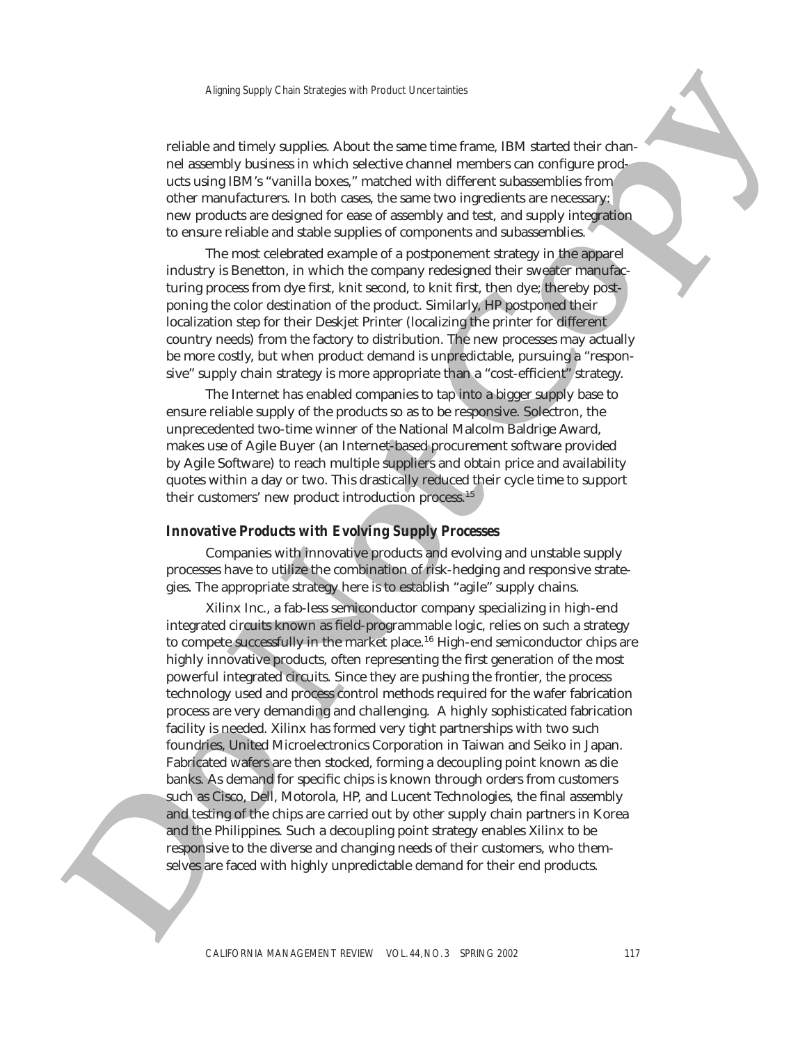reliable and timely supplies. About the same time frame, IBM started their channel assembly business in which selective channel members can configure products using IBM's "vanilla boxes," matched with different subassemblies from other manufacturers. In both cases, the same two ingredients are necessary: new products are designed for ease of assembly and test, and supply integration to ensure reliable and stable supplies of components and subassemblies.

The most celebrated example of a postponement strategy in the apparel industry is Benetton, in which the company redesigned their sweater manufacturing process from dye first, knit second, to knit first, then dye; thereby postponing the color destination of the product. Similarly, HP postponed their localization step for their Deskjet Printer (localizing the printer for different country needs) from the factory to distribution. The new processes may actually be more costly, but when product demand is unpredictable, pursuing a "responsive" supply chain strategy is more appropriate than a "cost-efficient" strategy.

The Internet has enabled companies to tap into a bigger supply base to ensure reliable supply of the products so as to be responsive. Solectron, the unprecedented two-time winner of the National Malcolm Baldrige Award, makes use of Agile Buyer (an Internet-based procurement software provided by Agile Software) to reach multiple suppliers and obtain price and availability quotes within a day or two. This drastically reduced their cycle time to support their customers' new product introduction process.[15]

### *Innovative Products with Evolving Supply Processes*

Companies with innovative products and evolving and unstable supply processes have to utilize the combination of risk-hedging and responsive strategies. The appropriate strategy here is to establish "agile" supply chains.

Xilinx Inc., a fab-less semiconductor company specializing in high-end integrated circuits known as field-programmable logic, relies on such a strategy to compete successfully in the market place.[16] High-end semiconductor chips are highly innovative products, often representing the first generation of the most powerful integrated circuits. Since they are pushing the frontier, the process technology used and process control methods required for the wafer fabrication process are very demanding and challenging. A highly sophisticated fabrication facility is needed. Xilinx has formed very tight partnerships with two such foundries, United Microelectronics Corporation in Taiwan and Seiko in Japan. Fabricated wafers are then stocked, forming a decoupling point known as die banks. As demand for specific chips is known through orders from customers such as Cisco, Dell, Motorola, HP, and Lucent Technologies, the final assembly and testing of the chips are carried out by other supply chain partners in Korea and the Philippines. Such a decoupling point strategy enables Xilinx to be responsive to the diverse and changing needs of their customers, who themselves are faced with highly unpredictable demand for their end products.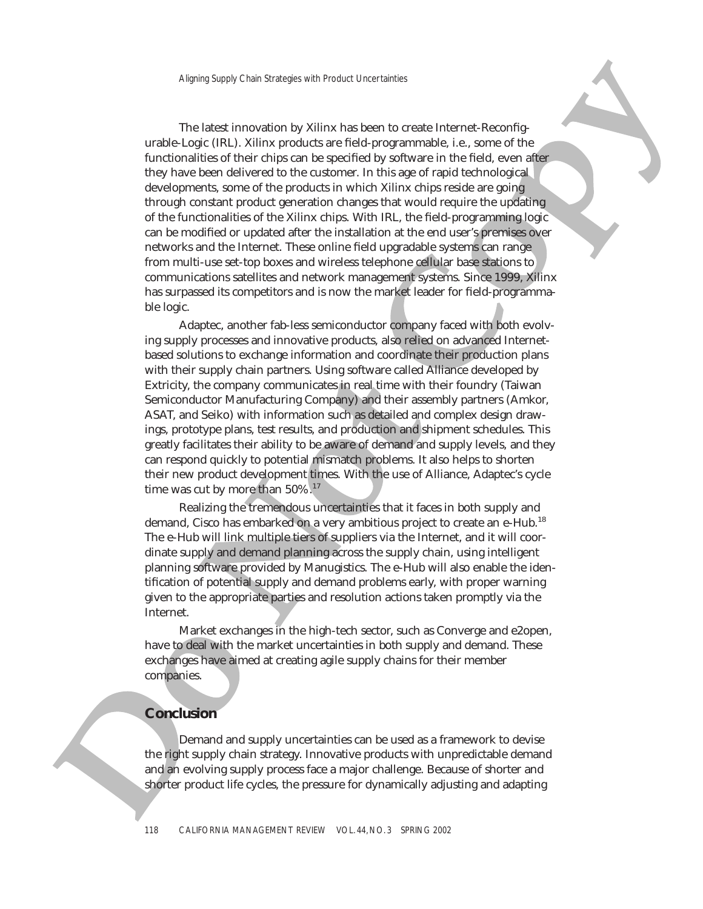The latest innovation by Xilinx has been to create Internet-Reconfigurable-Logic (IRL). Xilinx products are field-programmable, i.e., some of the functionalities of their chips can be specified by software in the field, even after they have been delivered to the customer. In this age of rapid technological developments, some of the products in which Xilinx chips reside are going through constant product generation changes that would require the updating of the functionalities of the Xilinx chips. With IRL, the field-programming logic can be modified or updated after the installation at the end user's premises over networks and the Internet. These online field upgradable systems can range from multi-use set-top boxes and wireless telephone cellular base stations to communications satellites and network management systems. Since 1999, Xilinx has surpassed its competitors and is now the market leader for field-programmable logic.

Adaptec, another fab-less semiconductor company faced with both evolving supply processes and innovative products, also relied on advanced Internet-based solutions to exchange information and coordinate their production plans with their supply chain partners. Using software called Alliance developed by Extricity, the company communicates in real time with their foundry (Taiwan Semiconductor Manufacturing Company) and their assembly partners (Amkor, ASAT, and Seiko) with information such as detailed and complex design drawings, prototype plans, test results, and production and shipment schedules. This greatly facilitates their ability to be aware of demand and supply levels, and they can respond quickly to potential mismatch problems. It also helps to shorten their new product development times. With the use of Alliance, Adaptec's cycle time was cut by more than 50%.[17]

Realizing the tremendous uncertainties that it faces in both supply and demand, Cisco has embarked on a very ambitious project to create an e-Hub.[18] The e-Hub will link multiple tiers of suppliers via the Internet, and it will coordinate supply and demand planning across the supply chain, using intelligent planning software provided by Manugistics. The e-Hub will also enable the identification of potential supply and demand problems early, with proper warning given to the appropriate parties and resolution actions taken promptly via the Internet.

Market exchanges in the high-tech sector, such as Converge and e2open, have to deal with the market uncertainties in both supply and demand. These exchanges have aimed at creating agile supply chains for their member companies.

## Conclusion

Demand and supply uncertainties can be used as a framework to devise the right supply chain strategy. Innovative products with unpredictable demand and an evolving supply process face a major challenge. Because of shorter and shorter product life cycles, the pressure for dynamically adjusting and adapting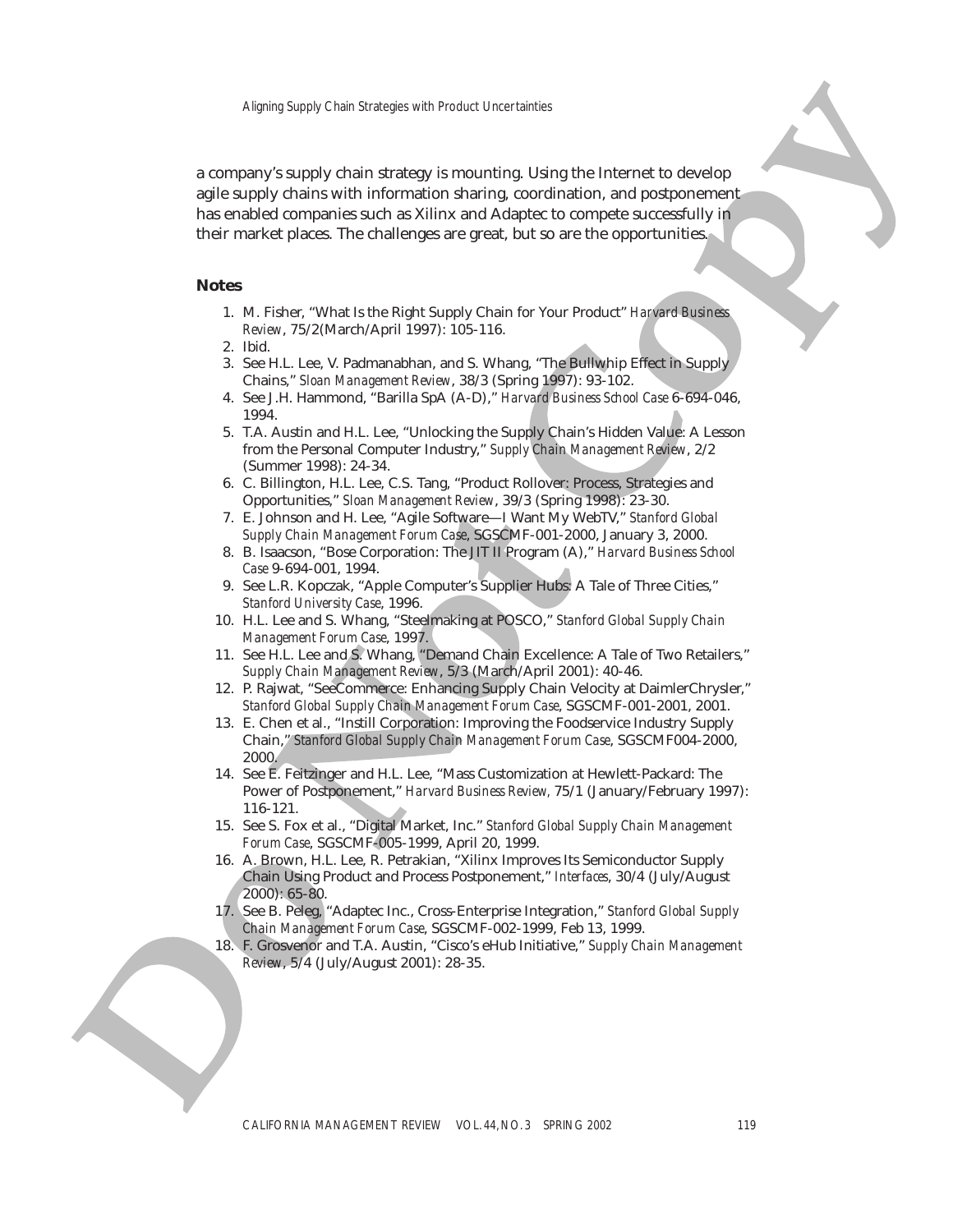a company's supply chain strategy is mounting. Using the Internet to develop agile supply chains with information sharing, coordination, and postponement has enabled companies such as Xilinx and Adaptec to compete successfully in their market places. The challenges are great, but so are the opportunities.

## Notes

1. M. Fisher, "What Is the Right Supply Chain for Your Product" *Harvard Business Review*, 75/2(March/April 1997): 105-116.
2. Ibid.
3. See H.L. Lee, V. Padmanabhan, and S. Whang, "The Bullwhip Effect in Supply Chains," *Sloan Management Review*, 38/3 (Spring 1997): 93-102.
4. See J.H. Hammond, "Barilla SpA (A-D)," *Harvard Business School Case* 6-694-046, 1994.
5. T.A. Austin and H.L. Lee, "Unlocking the Supply Chain's Hidden Value: A Lesson from the Personal Computer Industry," *Supply Chain Management Review*, 2/2 (Summer 1998): 24-34.
6. C. Billington, H.L. Lee, C.S. Tang, "Product Rollover: Process, Strategies and Opportunities," *Sloan Management Review*, 39/3 (Spring 1998): 23-30.
7. E. Johnson and H. Lee, "Agile Software—I Want My WebTV," *Stanford Global Supply Chain Management Forum Case*, SGSCMF-001-2000, January 3, 2000.
8. B. Isaacson, "Bose Corporation: The JIT II Program (A)," *Harvard Business School Case* 9-694-001, 1994.
9. See L.R. Kopczak, "Apple Computer's Supplier Hubs: A Tale of Three Cities," *Stanford University Case*, 1996.
10. H.L. Lee and S. Whang, "Steelmaking at POSCO," *Stanford Global Supply Chain Management Forum Case*, 1997.
11. See H.L. Lee and S. Whang, "Demand Chain Excellence: A Tale of Two Retailers," *Supply Chain Management Review*, 5/3 (March/April 2001): 40-46.
12. P. Rajwat, "SeeCommerce: Enhancing Supply Chain Velocity at DaimlerChrysler," *Stanford Global Supply Chain Management Forum Case*, SGSCMF-001-2001, 2001.
13. E. Chen et al., "Instill Corporation: Improving the Foodservice Industry Supply Chain," *Stanford Global Supply Chain Management Forum Case*, SGSCMF004-2000, 2000.
14. See E. Feitzinger and H.L. Lee, "Mass Customization at Hewlett-Packard: The Power of Postponement," *Harvard Business Review*, 75/1 (January/February 1997): 116-121.
15. See S. Fox et al., "Digital Market, Inc." *Stanford Global Supply Chain Management Forum Case*, SGSCMF-005-1999, April 20, 1999.
16. A. Brown, H.L. Lee, R. Petrakian, "Xilinx Improves Its Semiconductor Supply Chain Using Product and Process Postponement," *Interfaces*, 30/4 (July/August 2000): 65-80.
17. See B. Peleg, "Adaptec Inc., Cross-Enterprise Integration," *Stanford Global Supply Chain Management Forum Case*, SGSCMF-002-1999, Feb 13, 1999.
18. F. Grosvenor and T.A. Austin, "Cisco's eHub Initiative," *Supply Chain Management Review*, 5/4 (July/August 2001): 28-35.